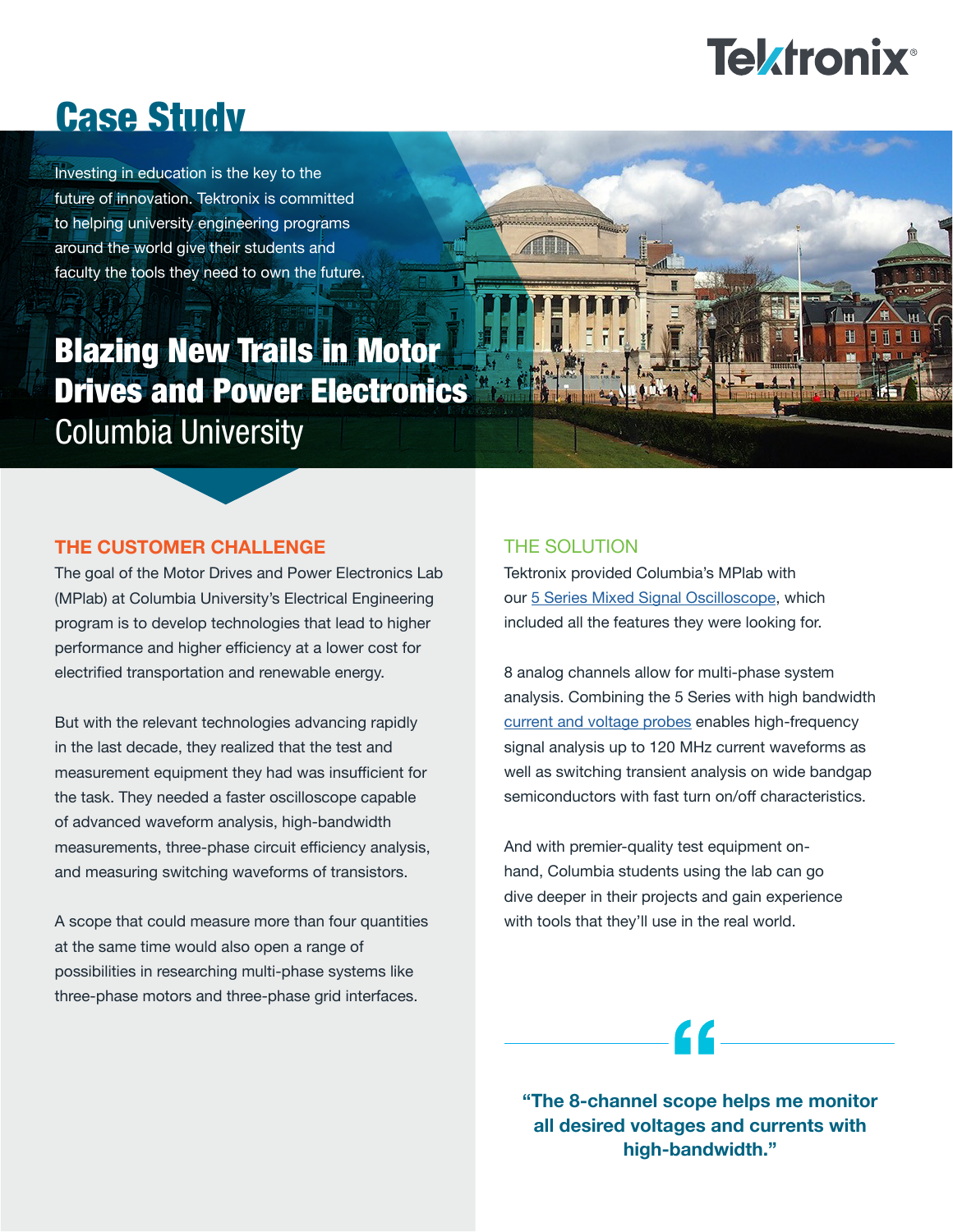Tektronix

# Case Study

Investing in education is the key to the future of innovation. Tektronix is committed to helping university engineering programs around the world give their students and faculty the tools they need to own the future.

## Blazing New Trails in Motor Drives and Power Electronics

Columbia University

### THE CUSTOMER CHALLENGE

The goal of the Motor Drives and Power Electronics Lab (MPlab) at Columbia University's Electrical Engineering program is to develop technologies that lead to higher performance and higher efficiency at a lower cost for electrified transportation and renewable energy.

But with the relevant technologies advancing rapidly in the last decade, they realized that the test and measurement equipment they had was insufficient for the task. They needed a faster oscilloscope capable of advanced waveform analysis, high-bandwidth measurements, three-phase circuit efficiency analysis, and measuring switching waveforms of transistors.

A scope that could measure more than four quantities at the same time would also open a range of possibilities in researching multi-phase systems like three-phase motors and three-phase grid interfaces.

### THE SOLUTION

Tektronix provided Columbia's MPlab with our 5 Series Mixed Signal Oscilloscope, which included all the features they were looking for.

8 analog channels allow for multi-phase system analysis. Combining the 5 Series with high bandwidth current and voltage probes enables high-frequency signal analysis up to 120 MHz current waveforms as well as switching transient analysis on wide bandgap semiconductors with fast turn on/off characteristics.

And with premier-quality test equipment on-hand, Columbia students using the lab can go dive deeper in their projects and gain experience with tools that they'll use in the real world.

> **"The 8-channel scope helps me monitor all desired voltages and currents with high-bandwidth."**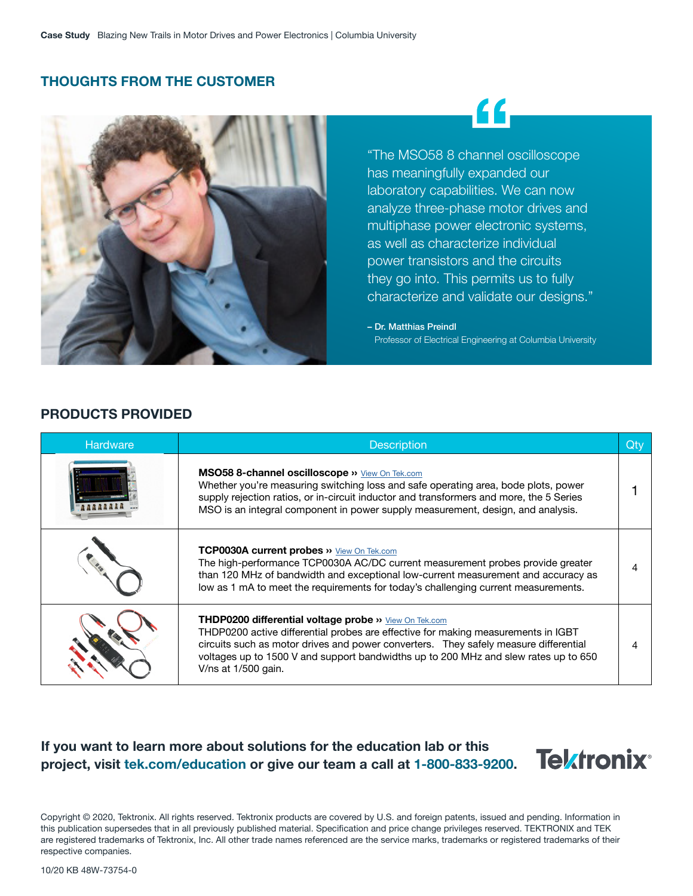## THOUGHTS FROM THE CUSTOMER

> "The MSO58 8 channel oscilloscope has meaningfully expanded our laboratory capabilities. We can now analyze three-phase motor drives and multiphase power electronic systems, as well as characterize individual power transistors and the circuits they go into. This permits us to fully characterize and validate our designs."
>
> – **Dr. Matthias Preindl**
> Professor of Electrical Engineering at Columbia University

## PRODUCTS PROVIDED

| Hardware | Description | Qty |
|---|---|---|
| | **MSO58 8-channel oscilloscope ››** View On Tek.com<br>Whether you're measuring switching loss and safe operating area, bode plots, power supply rejection ratios, or in-circuit inductor and transformers and more, the 5 Series MSO is an integral component in power supply measurement, design, and analysis. | 1 |
| | **TCP0030A current probes ››** View On Tek.com<br>The high-performance TCP0030A AC/DC current measurement probes provide greater than 120 MHz of bandwidth and exceptional low-current measurement and accuracy as low as 1 mA to meet the requirements for today's challenging current measurements. | 4 |
| | **THDP0200 differential voltage probe ››** View On Tek.com<br>THDP0200 active differential probes are effective for making measurements in IGBT circuits such as motor drives and power converters. They safely measure differential voltages up to 1500 V and support bandwidths up to 200 MHz and slew rates up to 650 V/ns at 1/500 gain. | 4 |

**If you want to learn more about solutions for the education lab or this project, visit tek.com/education or give our team a call at 1-800-833-9200.**

Tektronix®

Copyright © 2020, Tektronix. All rights reserved. Tektronix products are covered by U.S. and foreign patents, issued and pending. Information in this publication supersedes that in all previously published material. Specification and price change privileges reserved. TEKTRONIX and TEK are registered trademarks of Tektronix, Inc. All other trade names referenced are the service marks, trademarks or registered trademarks of their respective companies.

10/20 KB 48W-73754-0